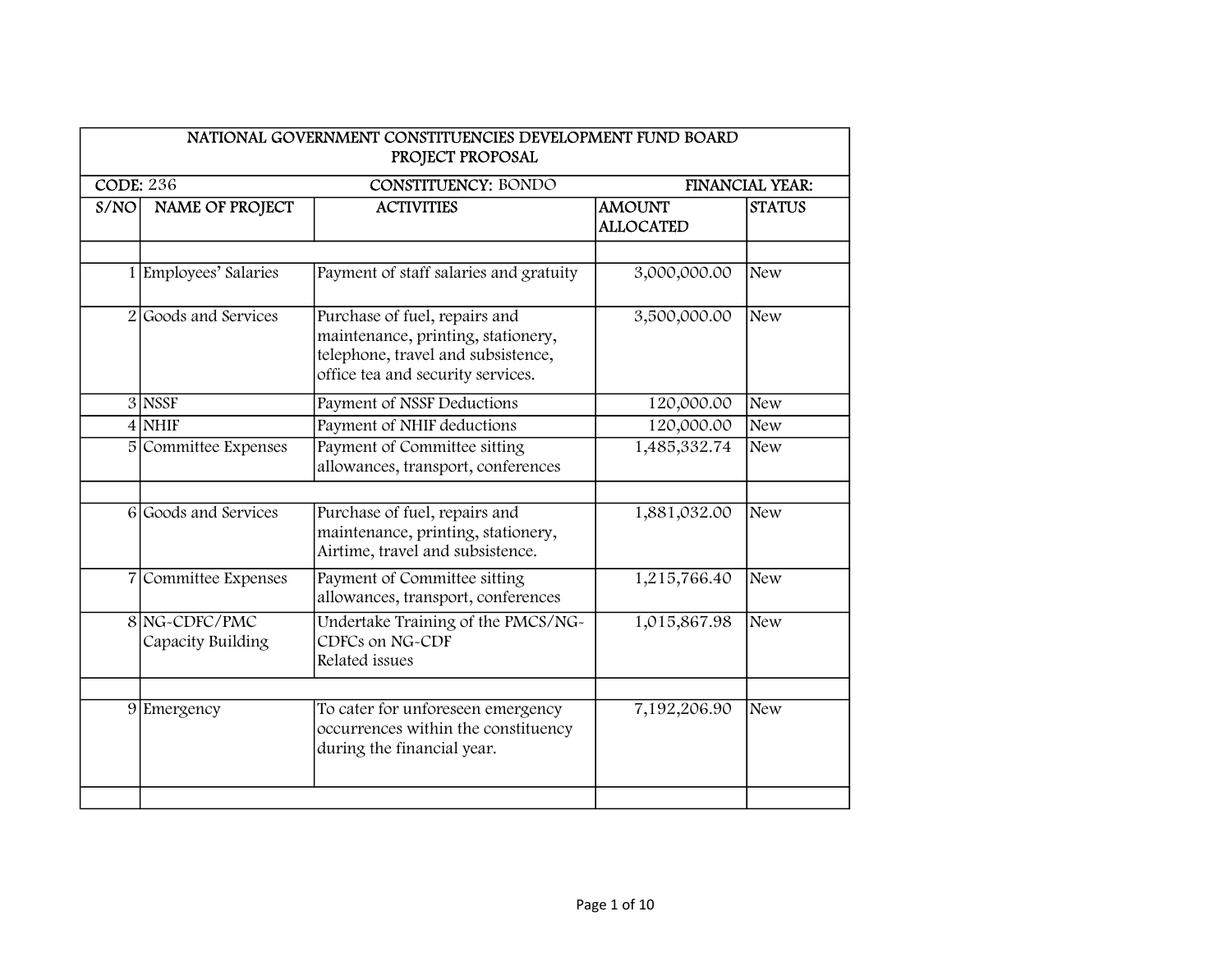## NATIONAL GOVERNMENT CONSTITUENCIES DEVELOPMENT FUND BOARD
## PROJECT PROPOSAL

**CODE:** 236 **CONSTITUENCY:** BONDO **FINANCIAL YEAR:**

| S/NO | NAME OF PROJECT | ACTIVITIES | AMOUNT ALLOCATED | STATUS |
|---|---|---|---|---|
| | | | | |
| 1 | Employees' Salaries | Payment of staff salaries and gratuity | 3,000,000.00 | New |
| 2 | Goods and Services | Purchase of fuel, repairs and maintenance, printing, stationery, telephone, travel and subsistence, office tea and security services. | 3,500,000.00 | New |
| 3 | NSSF | Payment of NSSF Deductions | 120,000.00 | New |
| 4 | NHIF | Payment of NHIF deductions | 120,000.00 | New |
| 5 | Committee Expenses | Payment of Committee sitting allowances, transport, conferences | 1,485,332.74 | New |
| | | | | |
| 6 | Goods and Services | Purchase of fuel, repairs and maintenance, printing, stationery, Airtime, travel and subsistence. | 1,881,032.00 | New |
| 7 | Committee Expenses | Payment of Committee sitting allowances, transport, conferences | 1,215,766.40 | New |
| 8 | NG-CDFC/PMC Capacity Building | Undertake Training of the PMCS/NG-CDFCs on NG-CDF Related issues | 1,015,867.98 | New |
| | | | | |
| 9 | Emergency | To cater for unforeseen emergency occurrences within the constituency during the financial year. | 7,192,206.90 | New |
| | | | | |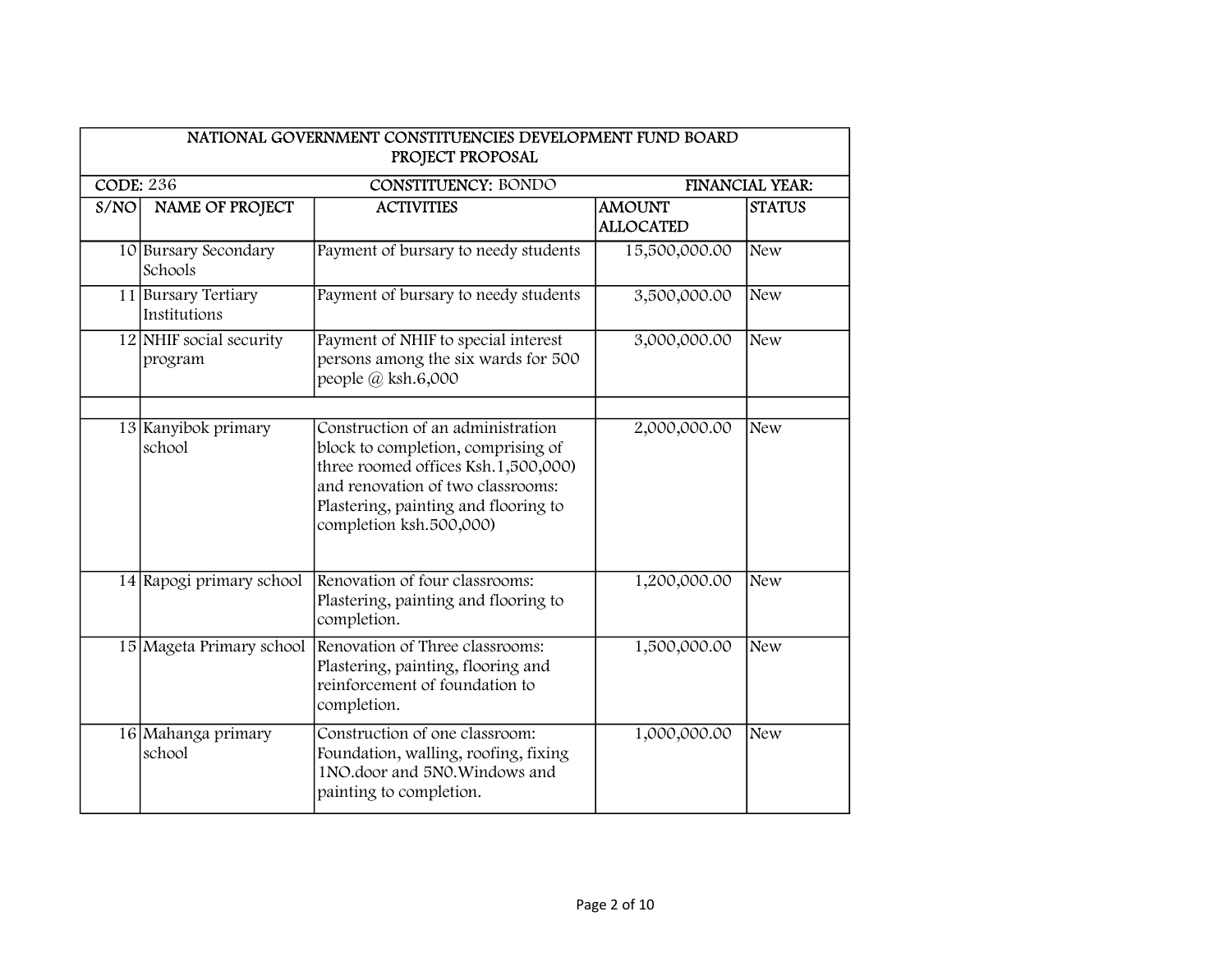| NATIONAL GOVERNMENT CONSTITUENCIES DEVELOPMENT FUND BOARD<br>PROJECT PROPOSAL | | | | |
|---|---|---|---|---|
| CODE: 236 | | CONSTITUENCY: BONDO | FINANCIAL YEAR: | |
| S/NO | NAME OF PROJECT | ACTIVITIES | AMOUNT ALLOCATED | STATUS |
| 10 | Bursary Secondary Schools | Payment of bursary to needy students | 15,500,000.00 | New |
| 11 | Bursary Tertiary Institutions | Payment of bursary to needy students | 3,500,000.00 | New |
| 12 | NHIF social security program | Payment of NHIF to special interest persons among the six wards for 500 people @ ksh.6,000 | 3,000,000.00 | New |
| | | | | |
| 13 | Kanyibok primary school | Construction of an administration block to completion, comprising of three roomed offices Ksh.1,500,000) and renovation of two classrooms: Plastering, painting and flooring to completion ksh.500,000) | 2,000,000.00 | New |
| 14 | Rapogi primary school | Renovation of four classrooms: Plastering, painting and flooring to completion. | 1,200,000.00 | New |
| 15 | Mageta Primary school | Renovation of Three classrooms: Plastering, painting, flooring and reinforcement of foundation to completion. | 1,500,000.00 | New |
| 16 | Mahanga primary school | Construction of one classroom: Foundation, walling, roofing, fixing 1NO.door and 5N0.Windows and painting to completion. | 1,000,000.00 | New |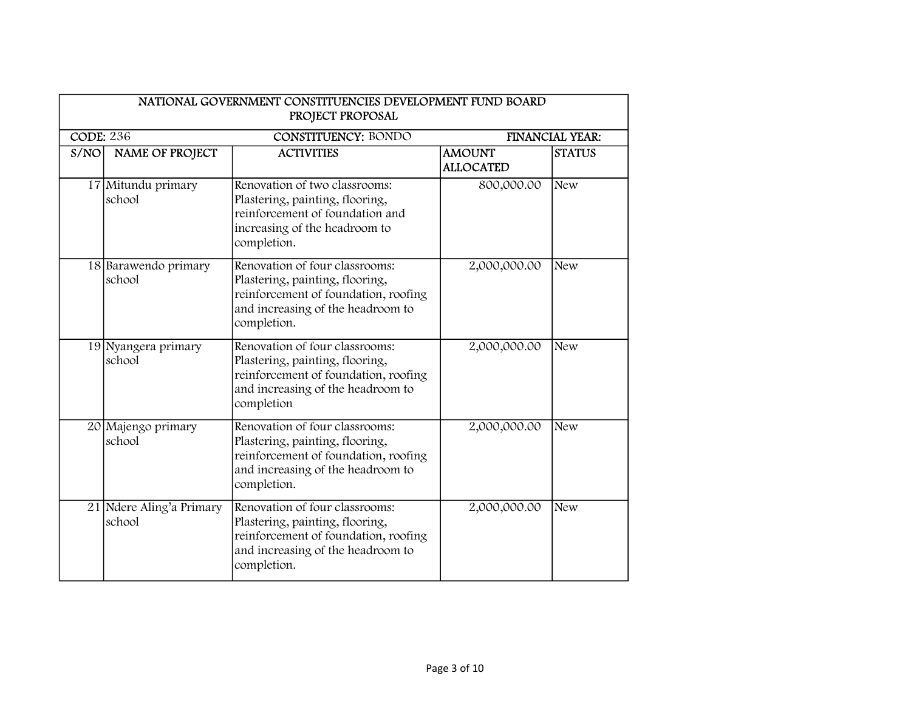| NATIONAL GOVERNMENT CONSTITUENCIES DEVELOPMENT FUND BOARD PROJECT PROPOSAL | | | | |
|---|---|---|---|---|
| CODE: 236 | | CONSTITUENCY: BONDO | FINANCIAL YEAR: | |
| S/NO | NAME OF PROJECT | ACTIVITIES | AMOUNT ALLOCATED | STATUS |
| 17 | Mitundu primary school | Renovation of two classrooms: Plastering, painting, flooring, reinforcement of foundation and increasing of the headroom to completion. | 800,000.00 | New |
| 18 | Barawendo primary school | Renovation of four classrooms: Plastering, painting, flooring, reinforcement of foundation, roofing and increasing of the headroom to completion. | 2,000,000.00 | New |
| 19 | Nyangera primary school | Renovation of four classrooms: Plastering, painting, flooring, reinforcement of foundation, roofing and increasing of the headroom to completion | 2,000,000.00 | New |
| 20 | Majengo primary school | Renovation of four classrooms: Plastering, painting, flooring, reinforcement of foundation, roofing and increasing of the headroom to completion. | 2,000,000.00 | New |
| 21 | Ndere Aling'a Primary school | Renovation of four classrooms: Plastering, painting, flooring, reinforcement of foundation, roofing and increasing of the headroom to completion. | 2,000,000.00 | New |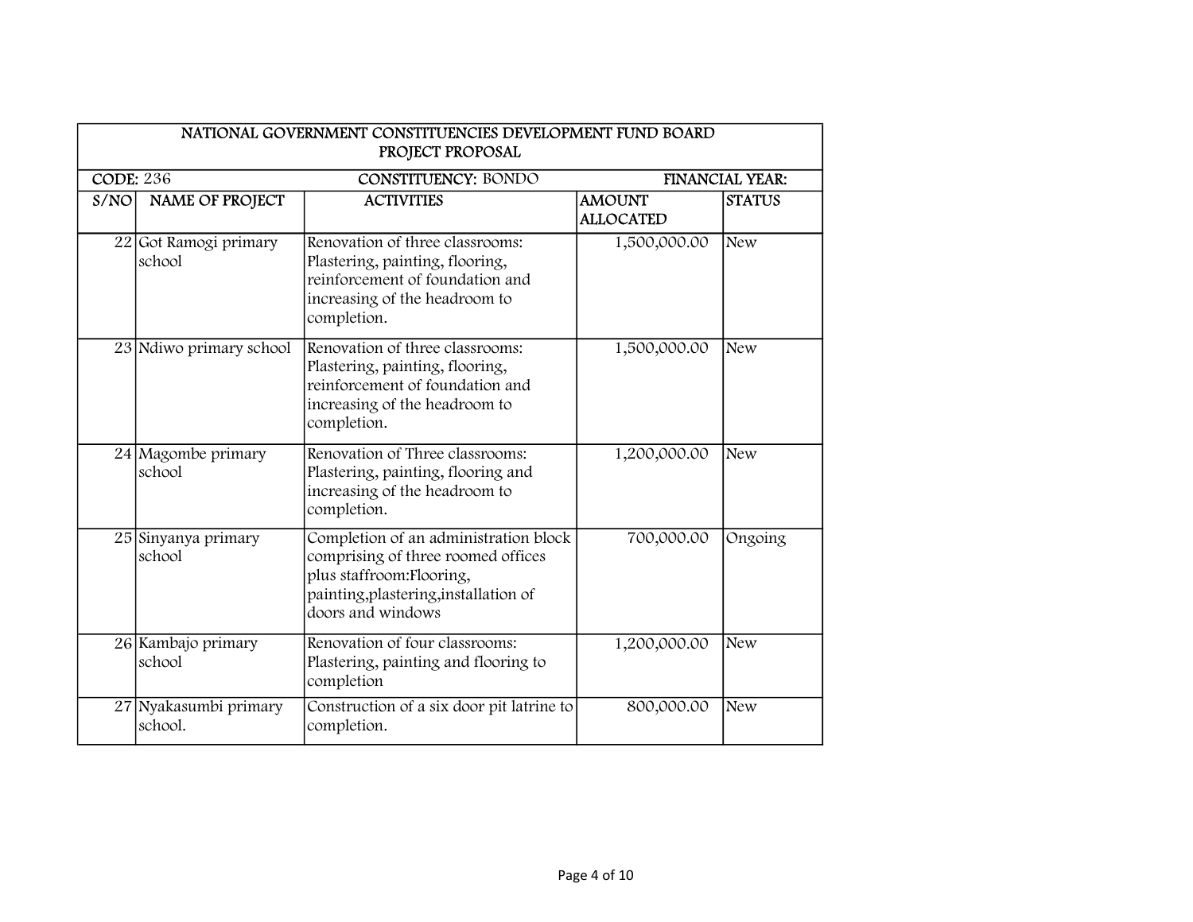| NATIONAL GOVERNMENT CONSTITUENCIES DEVELOPMENT FUND BOARD<br>PROJECT PROPOSAL | | | | |
|---|---|---|---|---|
| CODE: 236 | | CONSTITUENCY: BONDO | FINANCIAL YEAR: | |
| S/NO | NAME OF PROJECT | ACTIVITIES | AMOUNT ALLOCATED | STATUS |
| 22 | Got Ramogi primary school | Renovation of three classrooms: Plastering, painting, flooring, reinforcement of foundation and increasing of the headroom to completion. | 1,500,000.00 | New |
| 23 | Ndiwo primary school | Renovation of three classrooms: Plastering, painting, flooring, reinforcement of foundation and increasing of the headroom to completion. | 1,500,000.00 | New |
| 24 | Magombe primary school | Renovation of Three classrooms: Plastering, painting, flooring and increasing of the headroom to completion. | 1,200,000.00 | New |
| 25 | Sinyanya primary school | Completion of an administration block comprising of three roomed offices plus staffroom:Flooring, painting,plastering,installation of doors and windows | 700,000.00 | Ongoing |
| 26 | Kambajo primary school | Renovation of four classrooms: Plastering, painting and flooring to completion | 1,200,000.00 | New |
| 27 | Nyakasumbi primary school. | Construction of a six door pit latrine to completion. | 800,000.00 | New |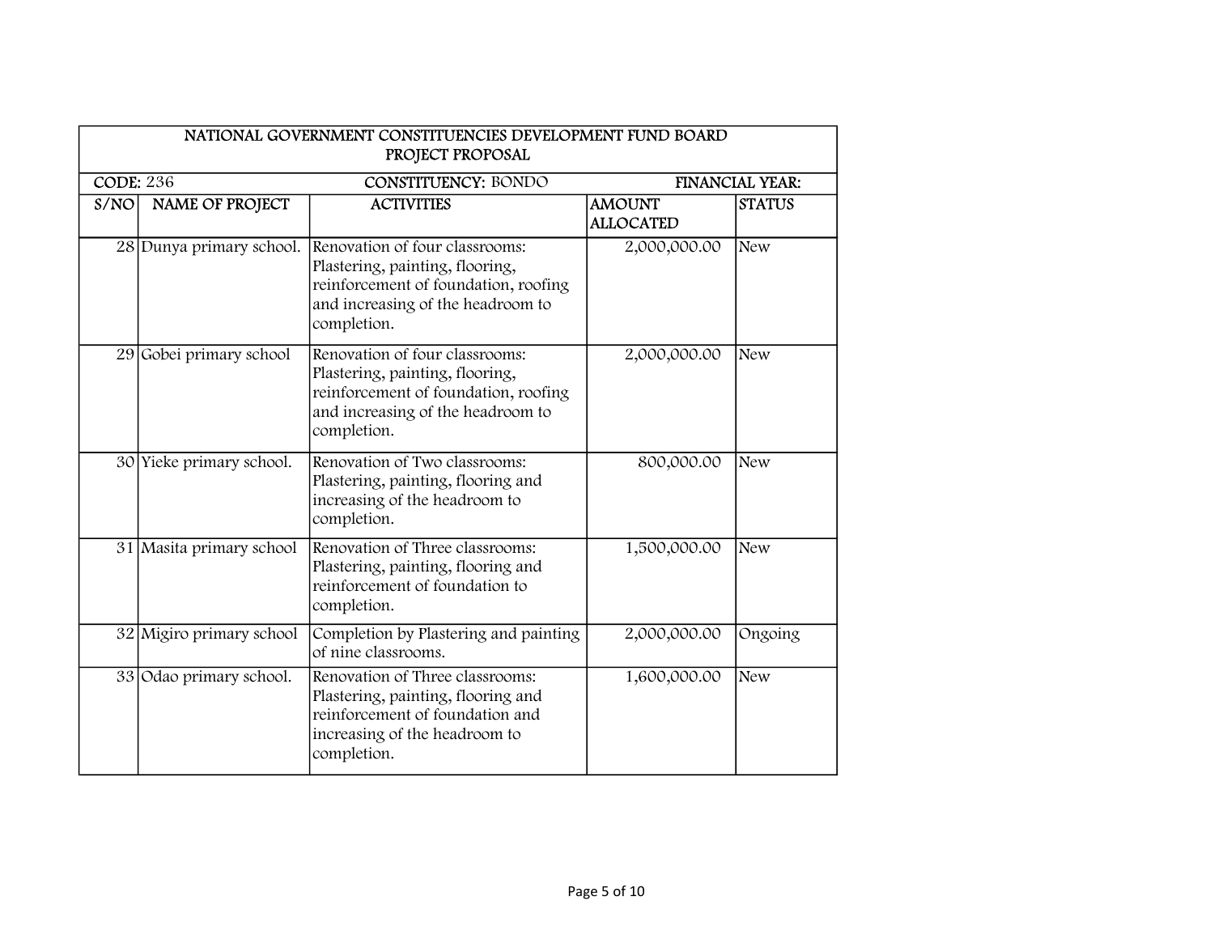## NATIONAL GOVERNMENT CONSTITUENCIES DEVELOPMENT FUND BOARD
## PROJECT PROPOSAL

**CODE:** 236 **CONSTITUENCY:** BONDO **FINANCIAL YEAR:**

| S/NO | NAME OF PROJECT | ACTIVITIES | AMOUNT ALLOCATED | STATUS |
|---|---|---|---|---|
| 28 | Dunya primary school. | Renovation of four classrooms: Plastering, painting, flooring, reinforcement of foundation, roofing and increasing of the headroom to completion. | 2,000,000.00 | New |
| 29 | Gobei primary school | Renovation of four classrooms: Plastering, painting, flooring, reinforcement of foundation, roofing and increasing of the headroom to completion. | 2,000,000.00 | New |
| 30 | Yieke primary school. | Renovation of Two classrooms: Plastering, painting, flooring and increasing of the headroom to completion. | 800,000.00 | New |
| 31 | Masita primary school | Renovation of Three classrooms: Plastering, painting, flooring and reinforcement of foundation to completion. | 1,500,000.00 | New |
| 32 | Migiro primary school | Completion by Plastering and painting of nine classrooms. | 2,000,000.00 | Ongoing |
| 33 | Odao primary school. | Renovation of Three classrooms: Plastering, painting, flooring and reinforcement of foundation and increasing of the headroom to completion. | 1,600,000.00 | New |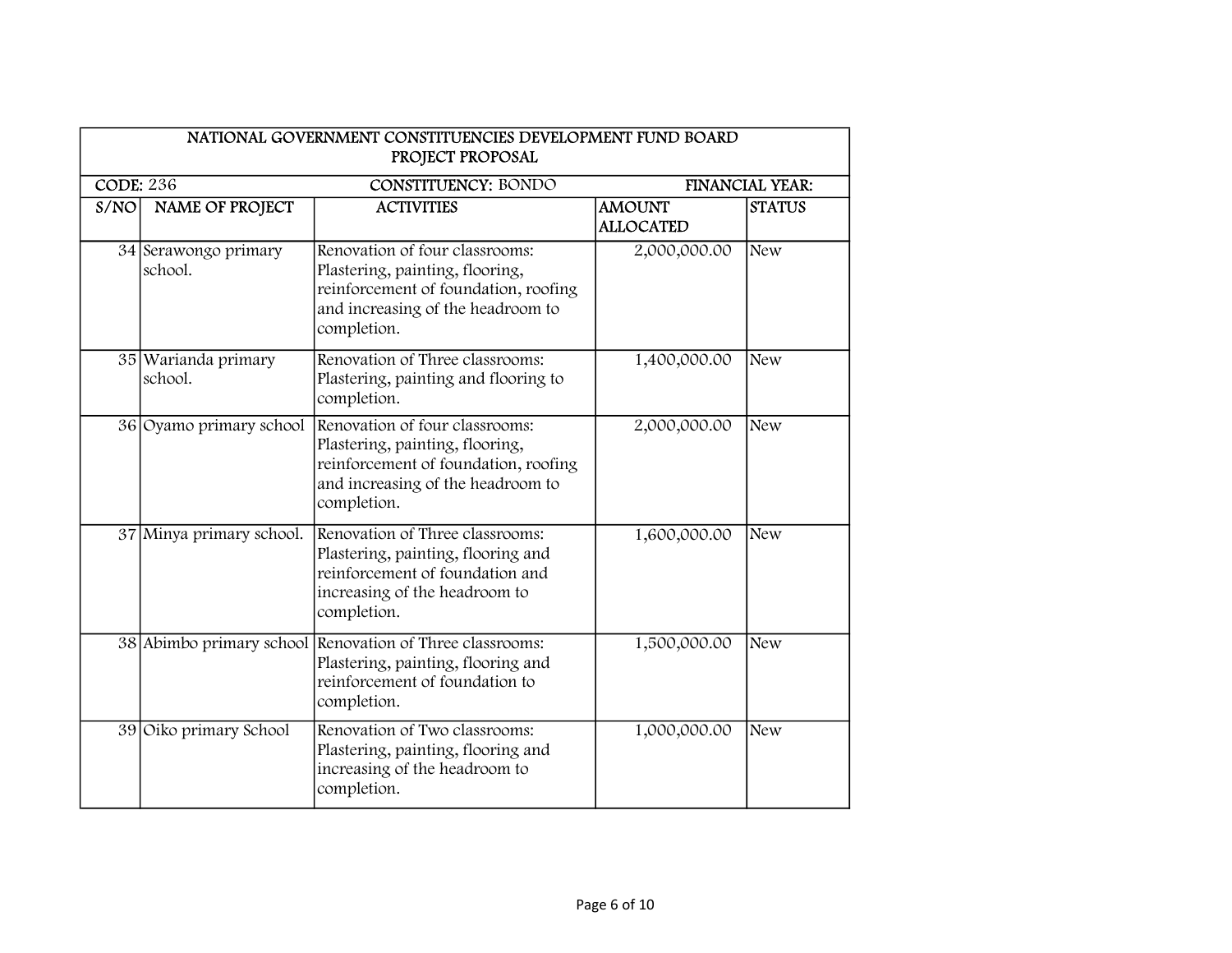| NATIONAL GOVERNMENT CONSTITUENCIES DEVELOPMENT FUND BOARD PROJECT PROPOSAL | | | | |
|---|---|---|---|---|
| CODE: 236 | | CONSTITUENCY: BONDO | FINANCIAL YEAR: | |
| S/NO | NAME OF PROJECT | ACTIVITIES | AMOUNT ALLOCATED | STATUS |
| 34 | Serawongo primary school. | Renovation of four classrooms: Plastering, painting, flooring, reinforcement of foundation, roofing and increasing of the headroom to completion. | 2,000,000.00 | New |
| 35 | Warianda primary school. | Renovation of Three classrooms: Plastering, painting and flooring to completion. | 1,400,000.00 | New |
| 36 | Oyamo primary school | Renovation of four classrooms: Plastering, painting, flooring, reinforcement of foundation, roofing and increasing of the headroom to completion. | 2,000,000.00 | New |
| 37 | Minya primary school. | Renovation of Three classrooms: Plastering, painting, flooring and reinforcement of foundation and increasing of the headroom to completion. | 1,600,000.00 | New |
| 38 | Abimbo primary school | Renovation of Three classrooms: Plastering, painting, flooring and reinforcement of foundation to completion. | 1,500,000.00 | New |
| 39 | Oiko primary School | Renovation of Two classrooms: Plastering, painting, flooring and increasing of the headroom to completion. | 1,000,000.00 | New |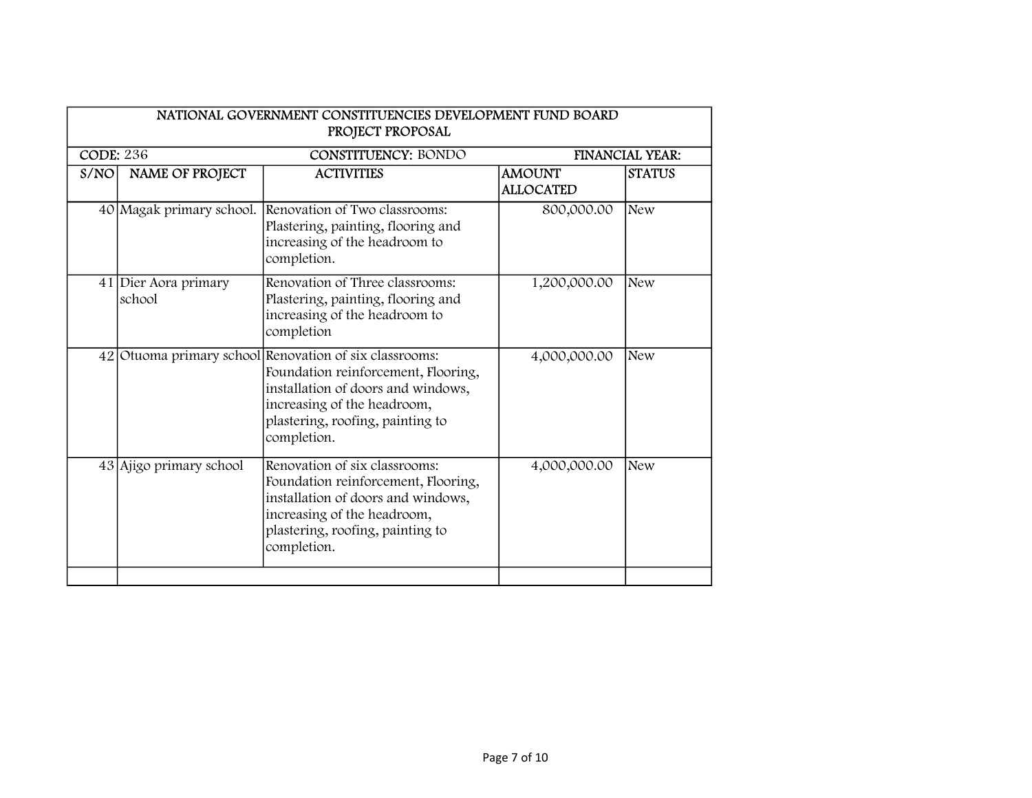| NATIONAL GOVERNMENT CONSTITUENCIES DEVELOPMENT FUND BOARD PROJECT PROPOSAL | | | | |
|---|---|---|---|---|
| CODE: 236 | | CONSTITUENCY: BONDO | FINANCIAL YEAR: | |
| S/NO | NAME OF PROJECT | ACTIVITIES | AMOUNT ALLOCATED | STATUS |
| 40 | Magak primary school. | Renovation of Two classrooms: Plastering, painting, flooring and increasing of the headroom to completion. | 800,000.00 | New |
| 41 | Dier Aora primary school | Renovation of Three classrooms: Plastering, painting, flooring and increasing of the headroom to completion | 1,200,000.00 | New |
| 42 | Otuoma primary school | Renovation of six classrooms: Foundation reinforcement, Flooring, installation of doors and windows, increasing of the headroom, plastering, roofing, painting to completion. | 4,000,000.00 | New |
| 43 | Ajigo primary school | Renovation of six classrooms: Foundation reinforcement, Flooring, installation of doors and windows, increasing of the headroom, plastering, roofing, painting to completion. | 4,000,000.00 | New |
| | | | | |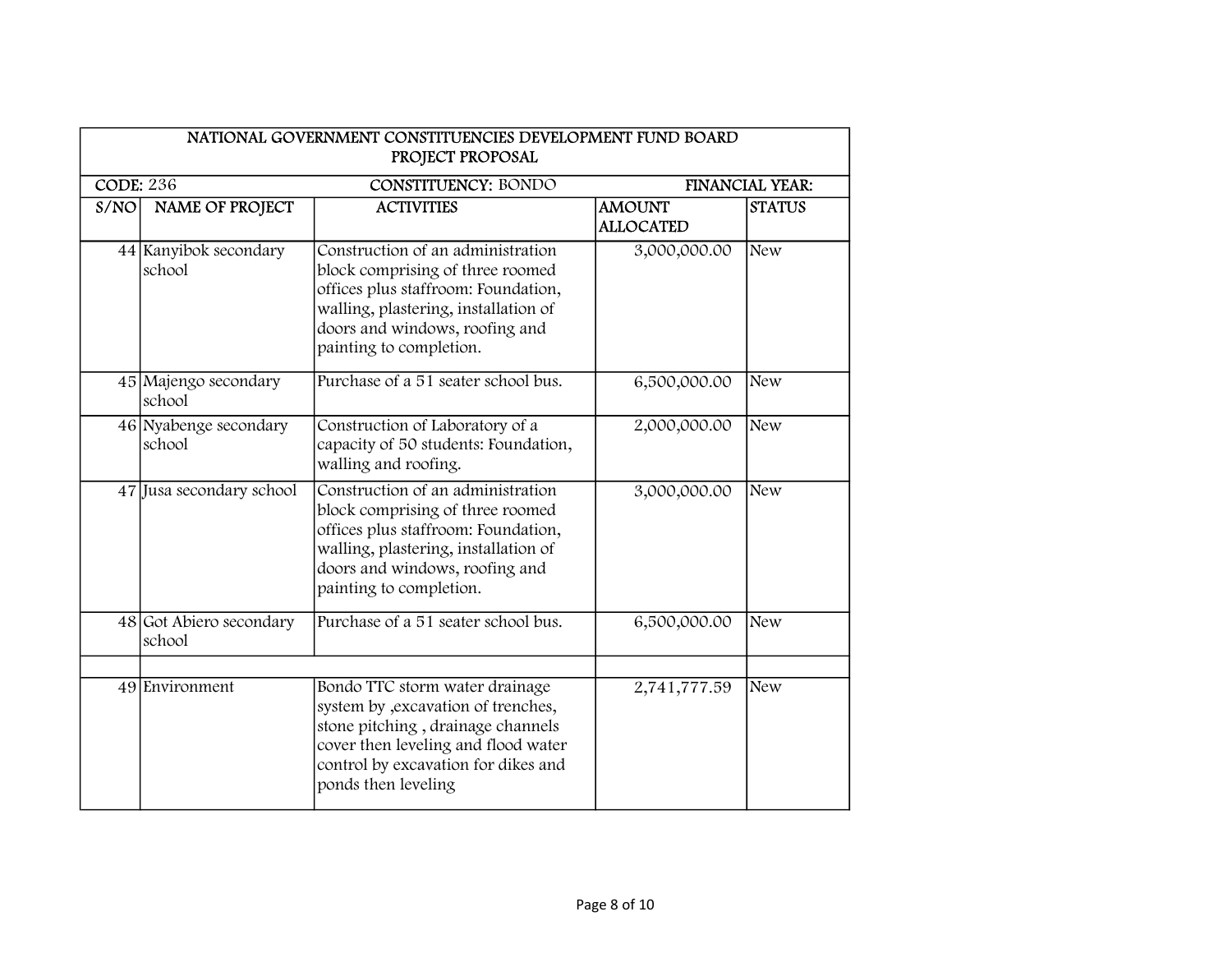| NATIONAL GOVERNMENT CONSTITUENCIES DEVELOPMENT FUND BOARD PROJECT PROPOSAL | | | | |
|---|---|---|---|---|
| CODE: 236 | | CONSTITUENCY: BONDO | FINANCIAL YEAR: | |
| S/NO | NAME OF PROJECT | ACTIVITIES | AMOUNT ALLOCATED | STATUS |
| 44 | Kanyibok secondary school | Construction of an administration block comprising of three roomed offices plus staffroom: Foundation, walling, plastering, installation of doors and windows, roofing and painting to completion. | 3,000,000.00 | New |
| 45 | Majengo secondary school | Purchase of a 51 seater school bus. | 6,500,000.00 | New |
| 46 | Nyabenge secondary school | Construction of Laboratory of a capacity of 50 students: Foundation, walling and roofing. | 2,000,000.00 | New |
| 47 | Jusa secondary school | Construction of an administration block comprising of three roomed offices plus staffroom: Foundation, walling, plastering, installation of doors and windows, roofing and painting to completion. | 3,000,000.00 | New |
| 48 | Got Abiero secondary school | Purchase of a 51 seater school bus. | 6,500,000.00 | New |
| | | | | |
| 49 | Environment | Bondo TTC storm water drainage system by ,excavation of trenches, stone pitching , drainage channels cover then leveling and flood water control by excavation for dikes and ponds then leveling | 2,741,777.59 | New |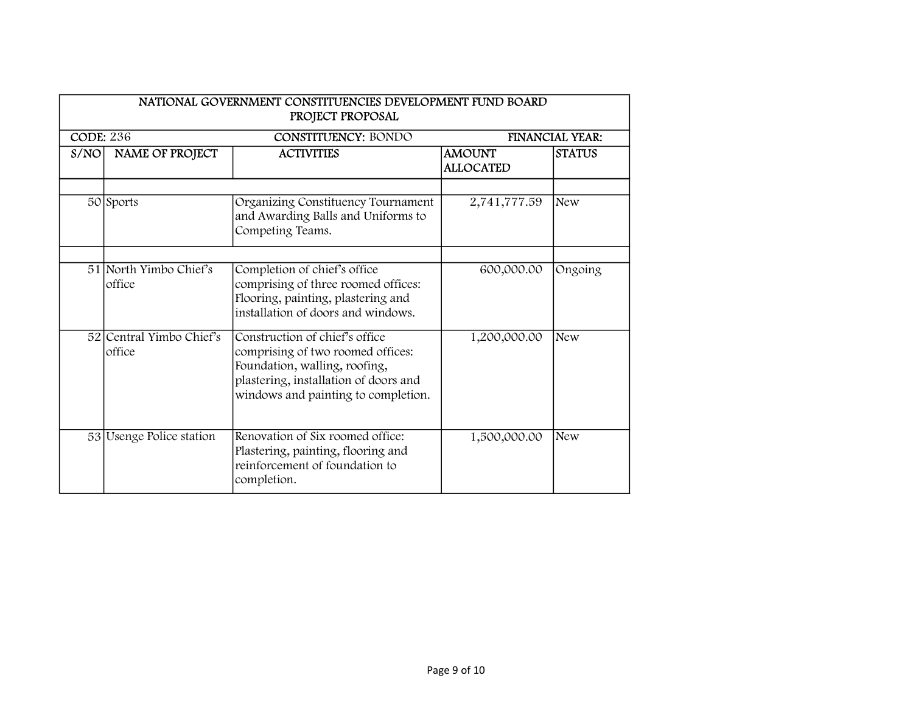## NATIONAL GOVERNMENT CONSTITUENCIES DEVELOPMENT FUND BOARD
## PROJECT PROPOSAL

**CODE:** 236 **CONSTITUENCY:** BONDO **FINANCIAL YEAR:**

| S/NO | NAME OF PROJECT | ACTIVITIES | AMOUNT ALLOCATED | STATUS |
|---|---|---|---|---|
| | | | | |
| 50 | Sports | Organizing Constituency Tournament and Awarding Balls and Uniforms to Competing Teams. | 2,741,777.59 | New |
| | | | | |
| 51 | North Yimbo Chief's office | Completion of chief's office comprising of three roomed offices: Flooring, painting, plastering and installation of doors and windows. | 600,000.00 | Ongoing |
| 52 | Central Yimbo Chief's office | Construction of chief's office comprising of two roomed offices: Foundation, walling, roofing, plastering, installation of doors and windows and painting to completion. | 1,200,000.00 | New |
| 53 | Usenge Police station | Renovation of Six roomed office: Plastering, painting, flooring and reinforcement of foundation to completion. | 1,500,000.00 | New |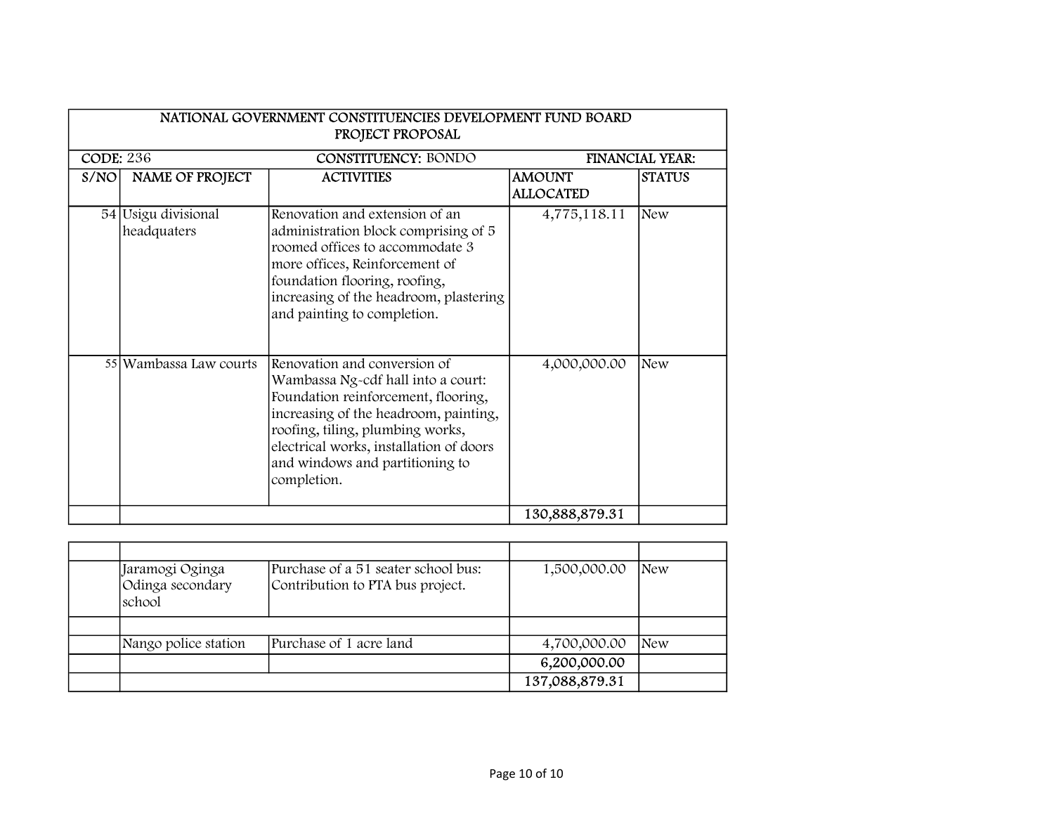| NATIONAL GOVERNMENT CONSTITUENCIES DEVELOPMENT FUND BOARD PROJECT PROPOSAL | | | | |
|---|---|---|---|---|
| CODE: 236 | | CONSTITUENCY: BONDO | FINANCIAL YEAR: | |
| S/NO | NAME OF PROJECT | ACTIVITIES | AMOUNT ALLOCATED | STATUS |
| 54 | Usigu divisional headquaters | Renovation and extension of an administration block comprising of 5 roomed offices to accommodate 3 more offices, Reinforcement of foundation flooring, roofing, increasing of the headroom, plastering and painting to completion. | 4,775,118.11 | New |
| 55 | Wambassa Law courts | Renovation and conversion of Wambassa Ng-cdf hall into a court: Foundation reinforcement, flooring, increasing of the headroom, painting, roofing, tiling, plumbing works, electrical works, installation of doors and windows and partitioning to completion. | 4,000,000.00 | New |
| | | | **130,888,879.31** | |

| | | | | |
|---|---|---|---|---|
| | | | | |
| | Jaramogi Oginga Odinga secondary school | Purchase of a 51 seater school bus: Contribution to PTA bus project. | 1,500,000.00 | New |
| | | | | |
| | Nango police station | Purchase of 1 acre land | 4,700,000.00 | New |
| | | | **6,200,000.00** | |
| | | | **137,088,879.31** | |